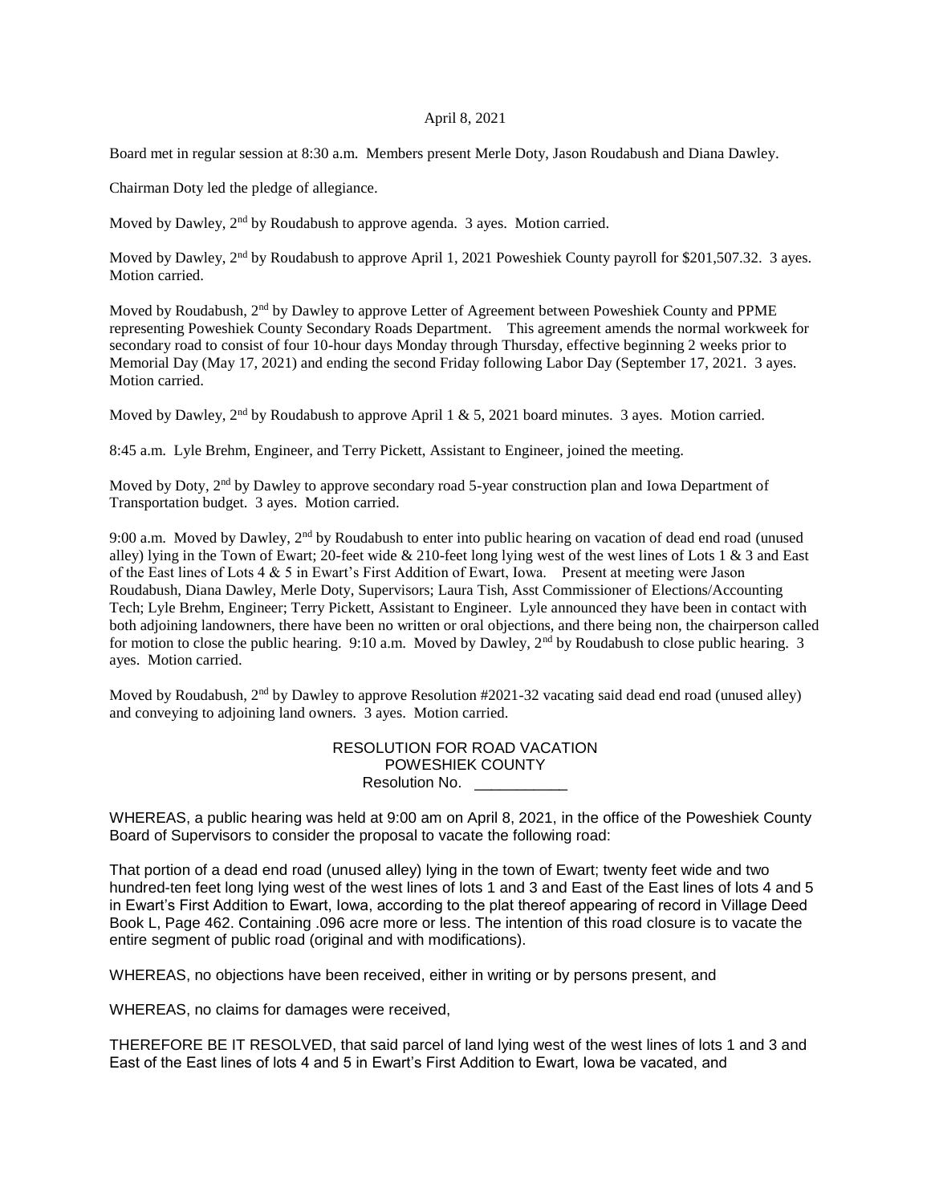April 8, 2021

Board met in regular session at 8:30 a.m. Members present Merle Doty, Jason Roudabush and Diana Dawley.

Chairman Doty led the pledge of allegiance.

Moved by Dawley, 2nd by Roudabush to approve agenda. 3 ayes. Motion carried.

Moved by Dawley, 2nd by Roudabush to approve April 1, 2021 Poweshiek County payroll for $201,507.32. 3 ayes. Motion carried.

Moved by Roudabush, 2nd by Dawley to approve Letter of Agreement between Poweshiek County and PPME representing Poweshiek County Secondary Roads Department. This agreement amends the normal workweek for secondary road to consist of four 10-hour days Monday through Thursday, effective beginning 2 weeks prior to Memorial Day (May 17, 2021) and ending the second Friday following Labor Day (September 17, 2021. 3 ayes. Motion carried.

Moved by Dawley, 2nd by Roudabush to approve April 1 & 5, 2021 board minutes. 3 ayes. Motion carried.

8:45 a.m. Lyle Brehm, Engineer, and Terry Pickett, Assistant to Engineer, joined the meeting.

Moved by Doty, 2nd by Dawley to approve secondary road 5-year construction plan and Iowa Department of Transportation budget. 3 ayes. Motion carried.

9:00 a.m. Moved by Dawley, 2nd by Roudabush to enter into public hearing on vacation of dead end road (unused alley) lying in the Town of Ewart; 20-feet wide & 210-feet long lying west of the west lines of Lots 1 & 3 and East of the East lines of Lots 4 & 5 in Ewart's First Addition of Ewart, Iowa. Present at meeting were Jason Roudabush, Diana Dawley, Merle Doty, Supervisors; Laura Tish, Asst Commissioner of Elections/Accounting Tech; Lyle Brehm, Engineer; Terry Pickett, Assistant to Engineer. Lyle announced they have been in contact with both adjoining landowners, there have been no written or oral objections, and there being non, the chairperson called for motion to close the public hearing. 9:10 a.m. Moved by Dawley, 2nd by Roudabush to close public hearing. 3 ayes. Motion carried.

Moved by Roudabush, 2nd by Dawley to approve Resolution #2021-32 vacating said dead end road (unused alley) and conveying to adjoining land owners. 3 ayes. Motion carried.

RESOLUTION FOR ROAD VACATION
POWESHIEK COUNTY
Resolution No. ___________

WHEREAS, a public hearing was held at 9:00 am on April 8, 2021, in the office of the Poweshiek County Board of Supervisors to consider the proposal to vacate the following road:

That portion of a dead end road (unused alley) lying in the town of Ewart; twenty feet wide and two hundred-ten feet long lying west of the west lines of lots 1 and 3 and East of the East lines of lots 4 and 5 in Ewart's First Addition to Ewart, Iowa, according to the plat thereof appearing of record in Village Deed Book L, Page 462. Containing .096 acre more or less. The intention of this road closure is to vacate the entire segment of public road (original and with modifications).

WHEREAS, no objections have been received, either in writing or by persons present, and

WHEREAS, no claims for damages were received,

THEREFORE BE IT RESOLVED, that said parcel of land lying west of the west lines of lots 1 and 3 and East of the East lines of lots 4 and 5 in Ewart's First Addition to Ewart, Iowa be vacated, and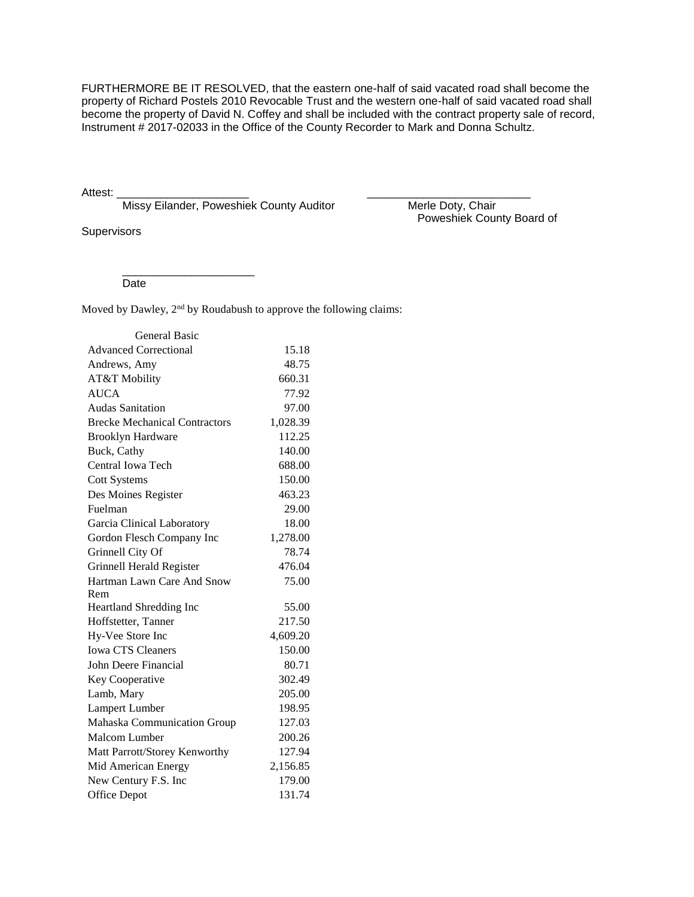FURTHERMORE BE IT RESOLVED, that the eastern one-half of said vacated road shall become the property of Richard Postels 2010 Revocable Trust and the western one-half of said vacated road shall become the property of David N. Coffey and shall be included with the contract property sale of record, Instrument # 2017-02033 in the Office of the County Recorder to Mark and Donna Schultz.

Attest: ____________________ ________________________

Missy Eilander, Poweshiek County Auditor Merle Doty, Chair Poweshiek County Board of Supervisors

____________________

Date

Moved by Dawley, 2nd by Roudabush to approve the following claims:

| General Basic | |
|---|---|
| Advanced Correctional | 15.18 |
| Andrews, Amy | 48.75 |
| AT&T Mobility | 660.31 |
| AUCA | 77.92 |
| Audas Sanitation | 97.00 |
| Brecke Mechanical Contractors | 1,028.39 |
| Brooklyn Hardware | 112.25 |
| Buck, Cathy | 140.00 |
| Central Iowa Tech | 688.00 |
| Cott Systems | 150.00 |
| Des Moines Register | 463.23 |
| Fuelman | 29.00 |
| Garcia Clinical Laboratory | 18.00 |
| Gordon Flesch Company Inc | 1,278.00 |
| Grinnell City Of | 78.74 |
| Grinnell Herald Register | 476.04 |
| Hartman Lawn Care And Snow Rem | 75.00 |
| Heartland Shredding Inc | 55.00 |
| Hoffstetter, Tanner | 217.50 |
| Hy-Vee Store Inc | 4,609.20 |
| Iowa CTS Cleaners | 150.00 |
| John Deere Financial | 80.71 |
| Key Cooperative | 302.49 |
| Lamb, Mary | 205.00 |
| Lampert Lumber | 198.95 |
| Mahaska Communication Group | 127.03 |
| Malcom Lumber | 200.26 |
| Matt Parrott/Storey Kenworthy | 127.94 |
| Mid American Energy | 2,156.85 |
| New Century F.S. Inc | 179.00 |
| Office Depot | 131.74 |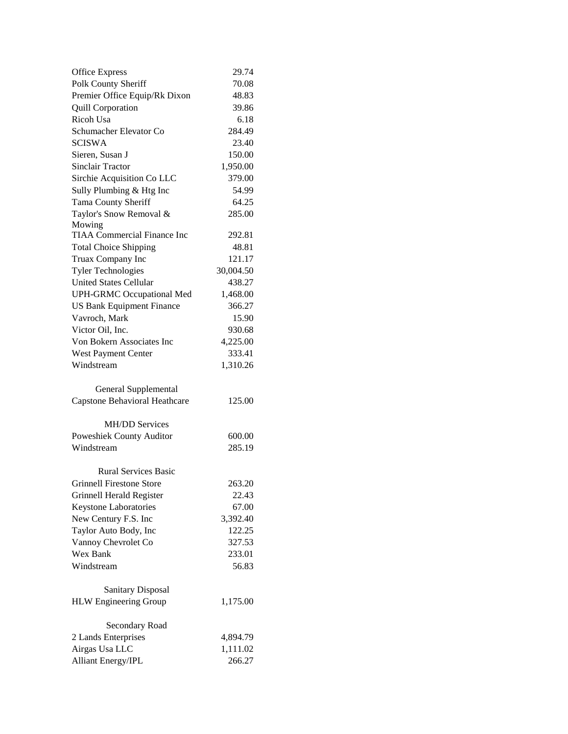| | |
|---|---|
| Office Express | 29.74 |
| Polk County Sheriff | 70.08 |
| Premier Office Equip/Rk Dixon | 48.83 |
| Quill Corporation | 39.86 |
| Ricoh Usa | 6.18 |
| Schumacher Elevator Co | 284.49 |
| SCISWA | 23.40 |
| Sieren, Susan J | 150.00 |
| Sinclair Tractor | 1,950.00 |
| Sirchie Acquisition Co LLC | 379.00 |
| Sully Plumbing & Htg Inc | 54.99 |
| Tama County Sheriff | 64.25 |
| Taylor's Snow Removal & Mowing | 285.00 |
| TIAA Commercial Finance Inc | 292.81 |
| Total Choice Shipping | 48.81 |
| Truax Company Inc | 121.17 |
| Tyler Technologies | 30,004.50 |
| United States Cellular | 438.27 |
| UPH-GRMC Occupational Med | 1,468.00 |
| US Bank Equipment Finance | 366.27 |
| Vavroch, Mark | 15.90 |
| Victor Oil, Inc. | 930.68 |
| Von Bokern Associates Inc | 4,225.00 |
| West Payment Center | 333.41 |
| Windstream | 1,310.26 |
| **General Supplemental** | |
| Capstone Behavioral Heathcare | 125.00 |
| **MH/DD Services** | |
| Poweshiek County Auditor | 600.00 |
| Windstream | 285.19 |
| **Rural Services Basic** | |
| Grinnell Firestone Store | 263.20 |
| Grinnell Herald Register | 22.43 |
| Keystone Laboratories | 67.00 |
| New Century F.S. Inc | 3,392.40 |
| Taylor Auto Body, Inc | 122.25 |
| Vannoy Chevrolet Co | 327.53 |
| Wex Bank | 233.01 |
| Windstream | 56.83 |
| **Sanitary Disposal** | |
| HLW Engineering Group | 1,175.00 |
| **Secondary Road** | |
| 2 Lands Enterprises | 4,894.79 |
| Airgas Usa LLC | 1,111.02 |
| Alliant Energy/IPL | 266.27 |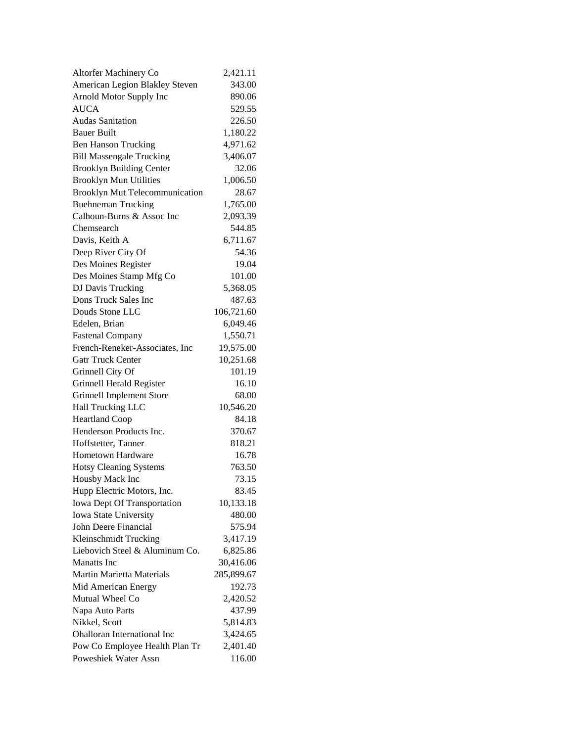| | |
|---|---|
| Altorfer Machinery Co | 2,421.11 |
| American Legion Blakley Steven | 343.00 |
| Arnold Motor Supply Inc | 890.06 |
| AUCA | 529.55 |
| Audas Sanitation | 226.50 |
| Bauer Built | 1,180.22 |
| Ben Hanson Trucking | 4,971.62 |
| Bill Massengale Trucking | 3,406.07 |
| Brooklyn Building Center | 32.06 |
| Brooklyn Mun Utilities | 1,006.50 |
| Brooklyn Mut Telecommunication | 28.67 |
| Buehneman Trucking | 1,765.00 |
| Calhoun-Burns & Assoc Inc | 2,093.39 |
| Chemsearch | 544.85 |
| Davis, Keith A | 6,711.67 |
| Deep River City Of | 54.36 |
| Des Moines Register | 19.04 |
| Des Moines Stamp Mfg Co | 101.00 |
| DJ Davis Trucking | 5,368.05 |
| Dons Truck Sales Inc | 487.63 |
| Douds Stone LLC | 106,721.60 |
| Edelen, Brian | 6,049.46 |
| Fastenal Company | 1,550.71 |
| French-Reneker-Associates, Inc | 19,575.00 |
| Gatr Truck Center | 10,251.68 |
| Grinnell City Of | 101.19 |
| Grinnell Herald Register | 16.10 |
| Grinnell Implement Store | 68.00 |
| Hall Trucking LLC | 10,546.20 |
| Heartland Coop | 84.18 |
| Henderson Products Inc. | 370.67 |
| Hoffstetter, Tanner | 818.21 |
| Hometown Hardware | 16.78 |
| Hotsy Cleaning Systems | 763.50 |
| Housby Mack Inc | 73.15 |
| Hupp Electric Motors, Inc. | 83.45 |
| Iowa Dept Of Transportation | 10,133.18 |
| Iowa State University | 480.00 |
| John Deere Financial | 575.94 |
| Kleinschmidt Trucking | 3,417.19 |
| Liebovich Steel & Aluminum Co. | 6,825.86 |
| Manatts Inc | 30,416.06 |
| Martin Marietta Materials | 285,899.67 |
| Mid American Energy | 192.73 |
| Mutual Wheel Co | 2,420.52 |
| Napa Auto Parts | 437.99 |
| Nikkel, Scott | 5,814.83 |
| Ohalloran International Inc | 3,424.65 |
| Pow Co Employee Health Plan Tr | 2,401.40 |
| Poweshiek Water Assn | 116.00 |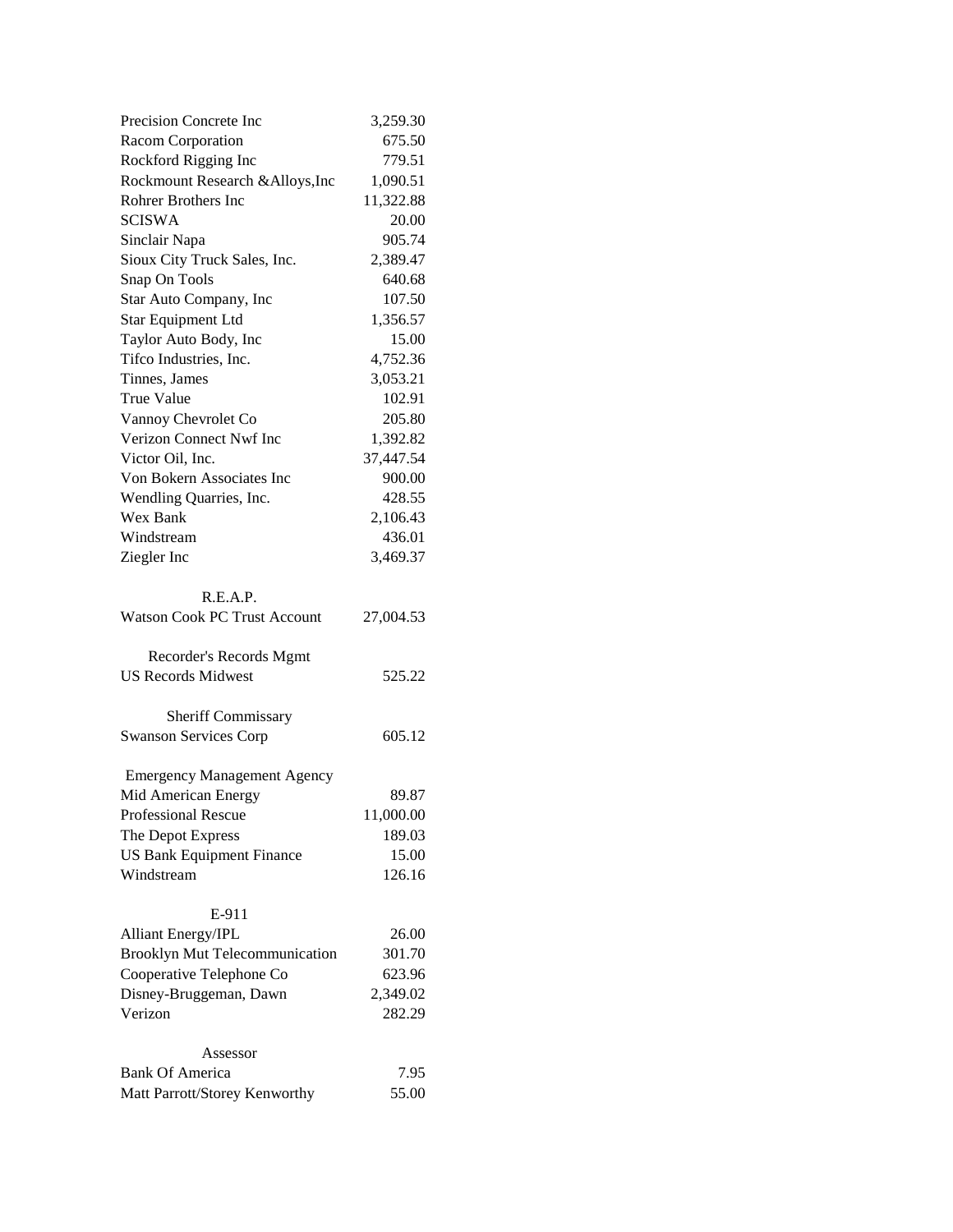| | |
|---|---|
| Precision Concrete Inc | 3,259.30 |
| Racom Corporation | 675.50 |
| Rockford Rigging Inc | 779.51 |
| Rockmount Research &Alloys,Inc | 1,090.51 |
| Rohrer Brothers Inc | 11,322.88 |
| SCISWA | 20.00 |
| Sinclair Napa | 905.74 |
| Sioux City Truck Sales, Inc. | 2,389.47 |
| Snap On Tools | 640.68 |
| Star Auto Company, Inc | 107.50 |
| Star Equipment Ltd | 1,356.57 |
| Taylor Auto Body, Inc | 15.00 |
| Tifco Industries, Inc. | 4,752.36 |
| Tinnes, James | 3,053.21 |
| True Value | 102.91 |
| Vannoy Chevrolet Co | 205.80 |
| Verizon Connect Nwf Inc | 1,392.82 |
| Victor Oil, Inc. | 37,447.54 |
| Von Bokern Associates Inc | 900.00 |
| Wendling Quarries, Inc. | 428.55 |
| Wex Bank | 2,106.43 |
| Windstream | 436.01 |
| Ziegler Inc | 3,469.37 |
| **R.E.A.P.** | |
| Watson Cook PC Trust Account | 27,004.53 |
| **Recorder's Records Mgmt** | |
| US Records Midwest | 525.22 |
| **Sheriff Commissary** | |
| Swanson Services Corp | 605.12 |
| **Emergency Management Agency** | |
| Mid American Energy | 89.87 |
| Professional Rescue | 11,000.00 |
| The Depot Express | 189.03 |
| US Bank Equipment Finance | 15.00 |
| Windstream | 126.16 |
| **E-911** | |
| Alliant Energy/IPL | 26.00 |
| Brooklyn Mut Telecommunication | 301.70 |
| Cooperative Telephone Co | 623.96 |
| Disney-Bruggeman, Dawn | 2,349.02 |
| Verizon | 282.29 |
| **Assessor** | |
| Bank Of America | 7.95 |
| Matt Parrott/Storey Kenworthy | 55.00 |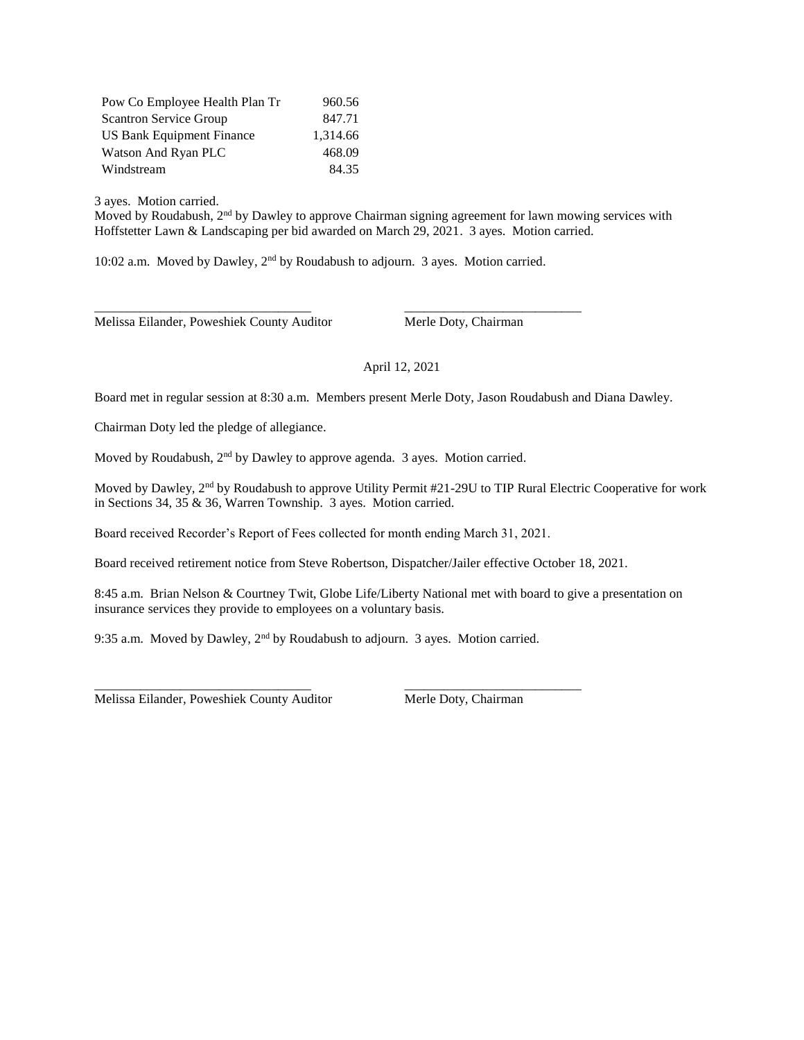| | |
|---|---|
| Pow Co Employee Health Plan Tr | 960.56 |
| Scantron Service Group | 847.71 |
| US Bank Equipment Finance | 1,314.66 |
| Watson And Ryan PLC | 468.09 |
| Windstream | 84.35 |

3 ayes. Motion carried.

Moved by Roudabush, 2nd by Dawley to approve Chairman signing agreement for lawn mowing services with Hoffstetter Lawn & Landscaping per bid awarded on March 29, 2021. 3 ayes. Motion carried.

10:02 a.m. Moved by Dawley, 2nd by Roudabush to adjourn. 3 ayes. Motion carried.

\_\_\_\_\_\_\_\_\_\_\_\_\_\_\_\_\_\_\_\_\_\_\_\_\_\_\_\_\_\_\_\_ \_\_\_\_\_\_\_\_\_\_\_\_\_\_\_\_\_\_\_\_\_\_\_\_\_\_

Melissa Eilander, Poweshiek County Auditor    Merle Doty, Chairman

April 12, 2021

Board met in regular session at 8:30 a.m. Members present Merle Doty, Jason Roudabush and Diana Dawley.

Chairman Doty led the pledge of allegiance.

Moved by Roudabush, 2nd by Dawley to approve agenda. 3 ayes. Motion carried.

Moved by Dawley, 2nd by Roudabush to approve Utility Permit #21-29U to TIP Rural Electric Cooperative for work in Sections 34, 35 & 36, Warren Township. 3 ayes. Motion carried.

Board received Recorder's Report of Fees collected for month ending March 31, 2021.

Board received retirement notice from Steve Robertson, Dispatcher/Jailer effective October 18, 2021.

8:45 a.m. Brian Nelson & Courtney Twit, Globe Life/Liberty National met with board to give a presentation on insurance services they provide to employees on a voluntary basis.

9:35 a.m. Moved by Dawley, 2nd by Roudabush to adjourn. 3 ayes. Motion carried.

\_\_\_\_\_\_\_\_\_\_\_\_\_\_\_\_\_\_\_\_\_\_\_\_\_\_\_\_\_\_\_\_ \_\_\_\_\_\_\_\_\_\_\_\_\_\_\_\_\_\_\_\_\_\_\_\_\_\_

Melissa Eilander, Poweshiek County Auditor    Merle Doty, Chairman